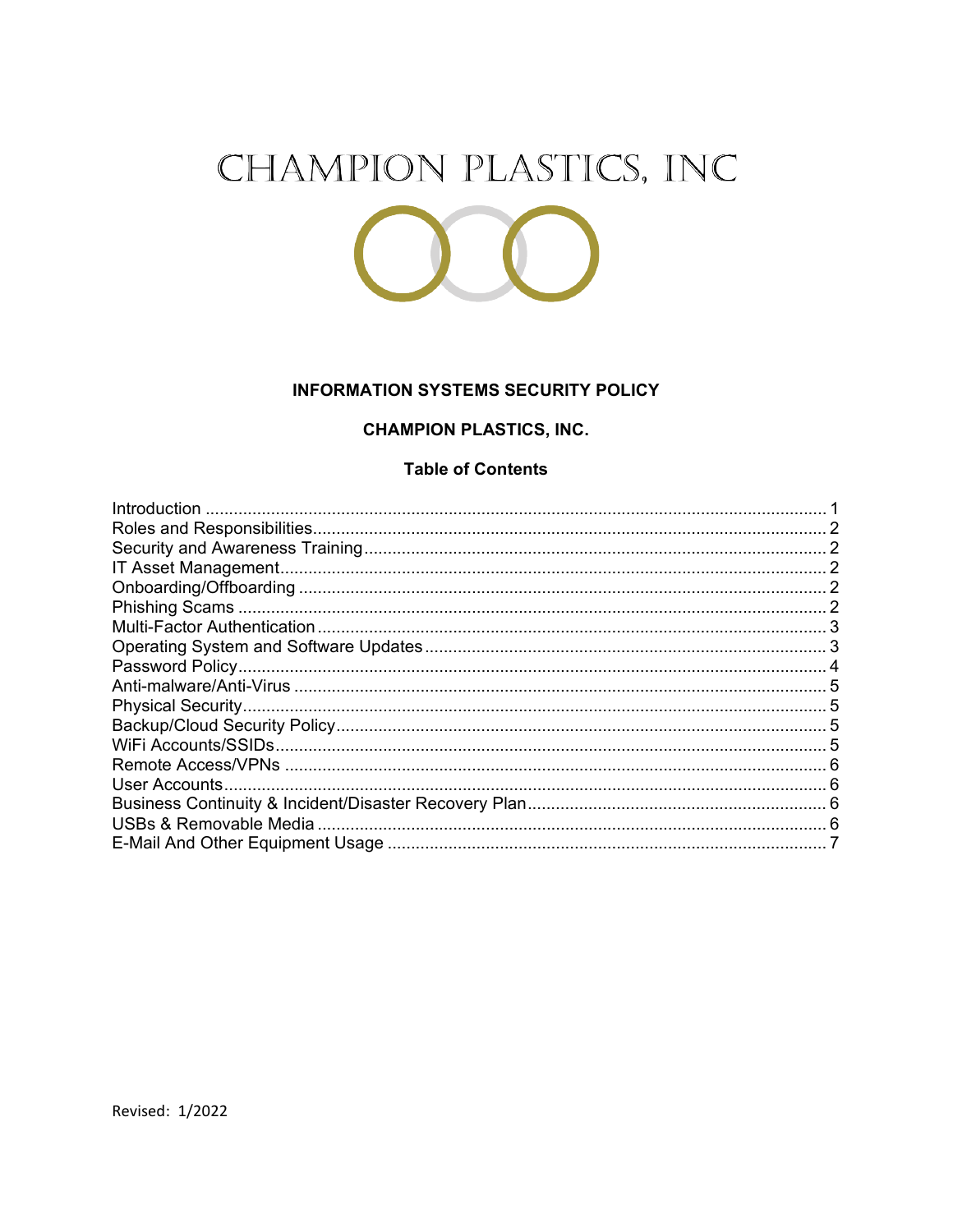# CHAMPION PLASTICS, INC

## INFORMATION SYSTEMS SECURITY POLICY

## CHAMPION PLASTICS, INC.

### Table of Contents

Introduction .................................................................................................................... 1
Roles and Responsibilities............................................................................................ 2
Security and Awareness Training.................................................................................. 2
IT Asset Management................................................................................................... 2
Onboarding/Offboarding ............................................................................................... 2
Phishing Scams ............................................................................................................ 2
Multi-Factor Authentication ........................................................................................... 3
Operating System and Software Updates..................................................................... 3
Password Policy............................................................................................................ 4
Anti-malware/Anti-Virus ................................................................................................ 5
Physical Security........................................................................................................... 5
Backup/Cloud Security Policy....................................................................................... 5
WiFi Accounts/SSIDs.................................................................................................... 5
Remote Access/VPNs .................................................................................................. 6
User Accounts............................................................................................................... 6
Business Continuity & Incident/Disaster Recovery Plan............................................... 6
USBs & Removable Media ........................................................................................... 6
E-Mail And Other Equipment Usage ............................................................................ 7

Revised: 1/2022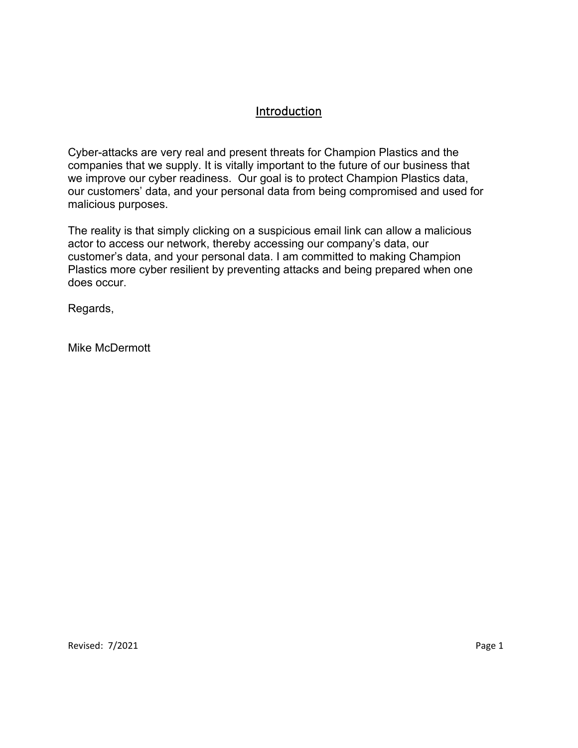## Introduction

Cyber-attacks are very real and present threats for Champion Plastics and the companies that we supply. It is vitally important to the future of our business that we improve our cyber readiness. Our goal is to protect Champion Plastics data, our customers' data, and your personal data from being compromised and used for malicious purposes.

The reality is that simply clicking on a suspicious email link can allow a malicious actor to access our network, thereby accessing our company's data, our customer's data, and your personal data. I am committed to making Champion Plastics more cyber resilient by preventing attacks and being prepared when one does occur.

Regards,

Mike McDermott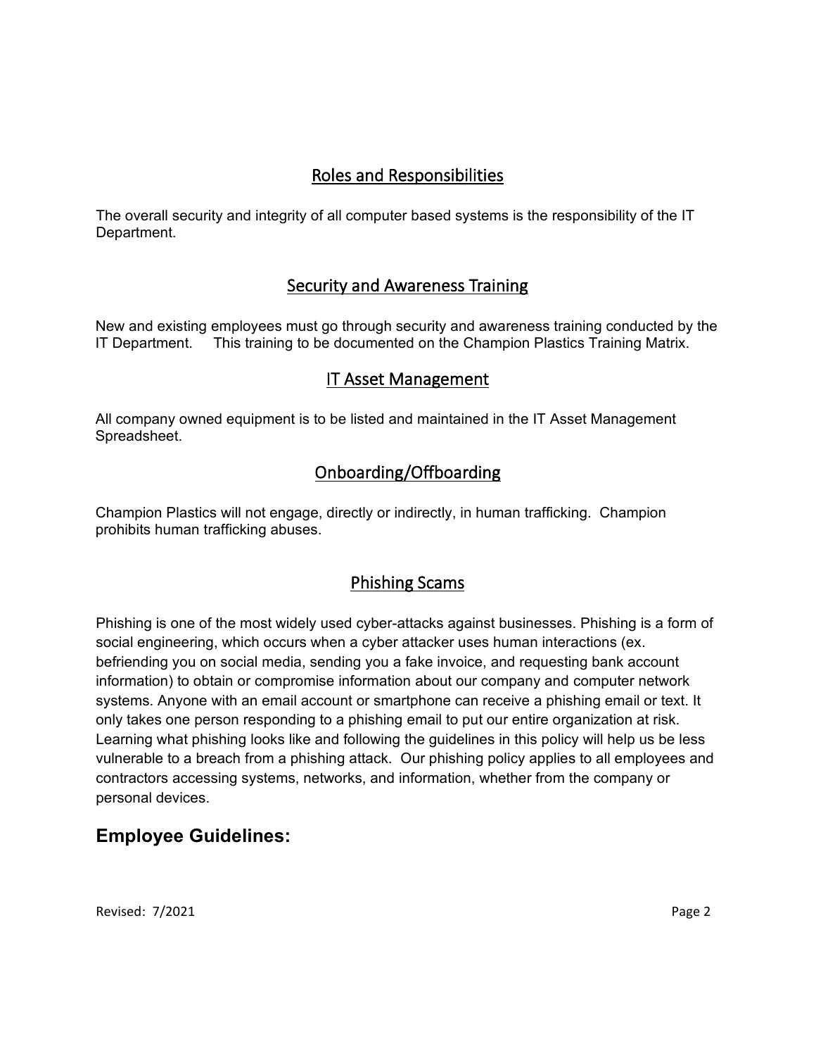## Roles and Responsibilities

The overall security and integrity of all computer based systems is the responsibility of the IT Department.

## Security and Awareness Training

New and existing employees must go through security and awareness training conducted by the IT Department. This training to be documented on the Champion Plastics Training Matrix.

## IT Asset Management

All company owned equipment is to be listed and maintained in the IT Asset Management Spreadsheet.

## Onboarding/Offboarding

Champion Plastics will not engage, directly or indirectly, in human trafficking. Champion prohibits human trafficking abuses.

## Phishing Scams

Phishing is one of the most widely used cyber-attacks against businesses. Phishing is a form of social engineering, which occurs when a cyber attacker uses human interactions (ex. befriending you on social media, sending you a fake invoice, and requesting bank account information) to obtain or compromise information about our company and computer network systems. Anyone with an email account or smartphone can receive a phishing email or text. It only takes one person responding to a phishing email to put our entire organization at risk. Learning what phishing looks like and following the guidelines in this policy will help us be less vulnerable to a breach from a phishing attack. Our phishing policy applies to all employees and contractors accessing systems, networks, and information, whether from the company or personal devices.

## Employee Guidelines: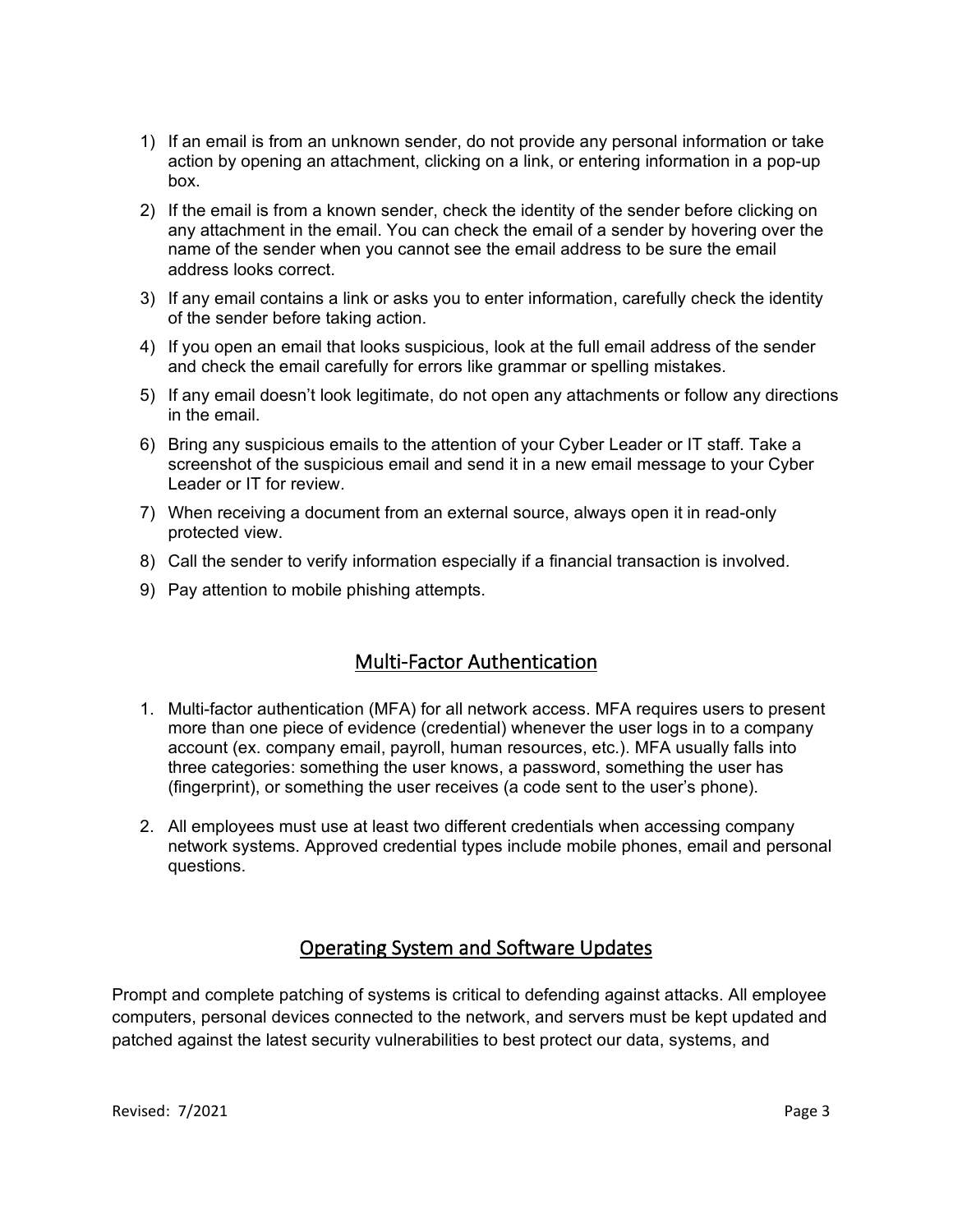1) If an email is from an unknown sender, do not provide any personal information or take action by opening an attachment, clicking on a link, or entering information in a pop-up box.
2) If the email is from a known sender, check the identity of the sender before clicking on any attachment in the email. You can check the email of a sender by hovering over the name of the sender when you cannot see the email address to be sure the email address looks correct.
3) If any email contains a link or asks you to enter information, carefully check the identity of the sender before taking action.
4) If you open an email that looks suspicious, look at the full email address of the sender and check the email carefully for errors like grammar or spelling mistakes.
5) If any email doesn't look legitimate, do not open any attachments or follow any directions in the email.
6) Bring any suspicious emails to the attention of your Cyber Leader or IT staff. Take a screenshot of the suspicious email and send it in a new email message to your Cyber Leader or IT for review.
7) When receiving a document from an external source, always open it in read-only protected view.
8) Call the sender to verify information especially if a financial transaction is involved.
9) Pay attention to mobile phishing attempts.

## Multi-Factor Authentication

1. Multi-factor authentication (MFA) for all network access. MFA requires users to present more than one piece of evidence (credential) whenever the user logs in to a company account (ex. company email, payroll, human resources, etc.). MFA usually falls into three categories: something the user knows, a password, something the user has (fingerprint), or something the user receives (a code sent to the user's phone).

2. All employees must use at least two different credentials when accessing company network systems. Approved credential types include mobile phones, email and personal questions.

## Operating System and Software Updates

Prompt and complete patching of systems is critical to defending against attacks. All employee computers, personal devices connected to the network, and servers must be kept updated and patched against the latest security vulnerabilities to best protect our data, systems, and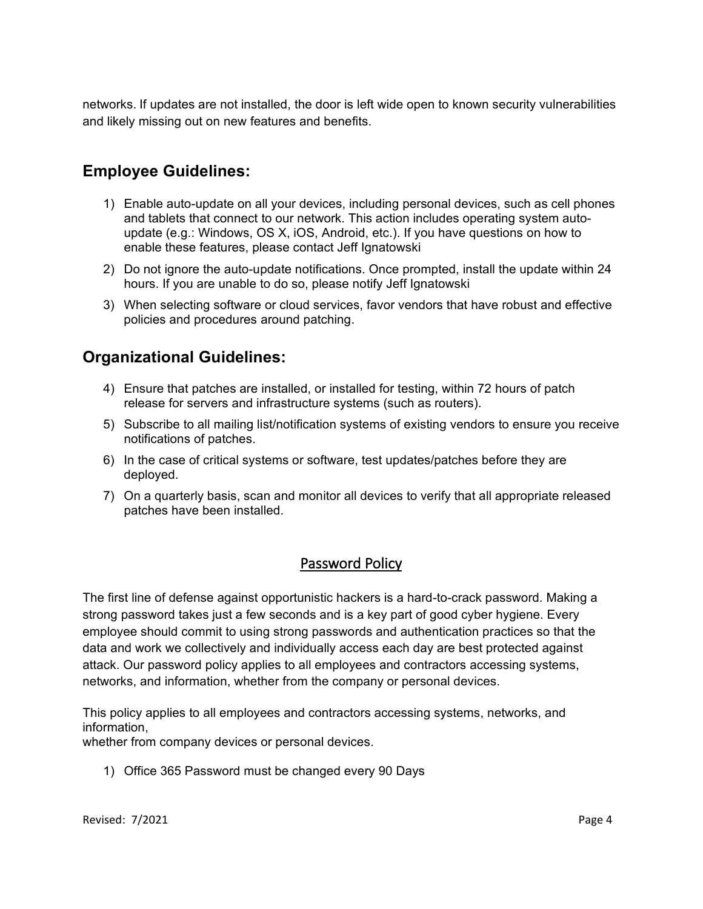networks. If updates are not installed, the door is left wide open to known security vulnerabilities and likely missing out on new features and benefits.

## Employee Guidelines:

1) Enable auto-update on all your devices, including personal devices, such as cell phones and tablets that connect to our network. This action includes operating system auto-update (e.g.: Windows, OS X, iOS, Android, etc.). If you have questions on how to enable these features, please contact Jeff Ignatowski
2) Do not ignore the auto-update notifications. Once prompted, install the update within 24 hours. If you are unable to do so, please notify Jeff Ignatowski
3) When selecting software or cloud services, favor vendors that have robust and effective policies and procedures around patching.

## Organizational Guidelines:

4) Ensure that patches are installed, or installed for testing, within 72 hours of patch release for servers and infrastructure systems (such as routers).
5) Subscribe to all mailing list/notification systems of existing vendors to ensure you receive notifications of patches.
6) In the case of critical systems or software, test updates/patches before they are deployed.
7) On a quarterly basis, scan and monitor all devices to verify that all appropriate released patches have been installed.

## Password Policy

The first line of defense against opportunistic hackers is a hard-to-crack password. Making a strong password takes just a few seconds and is a key part of good cyber hygiene. Every employee should commit to using strong passwords and authentication practices so that the data and work we collectively and individually access each day are best protected against attack. Our password policy applies to all employees and contractors accessing systems, networks, and information, whether from the company or personal devices.

This policy applies to all employees and contractors accessing systems, networks, and information,
whether from company devices or personal devices.

1) Office 365 Password must be changed every 90 Days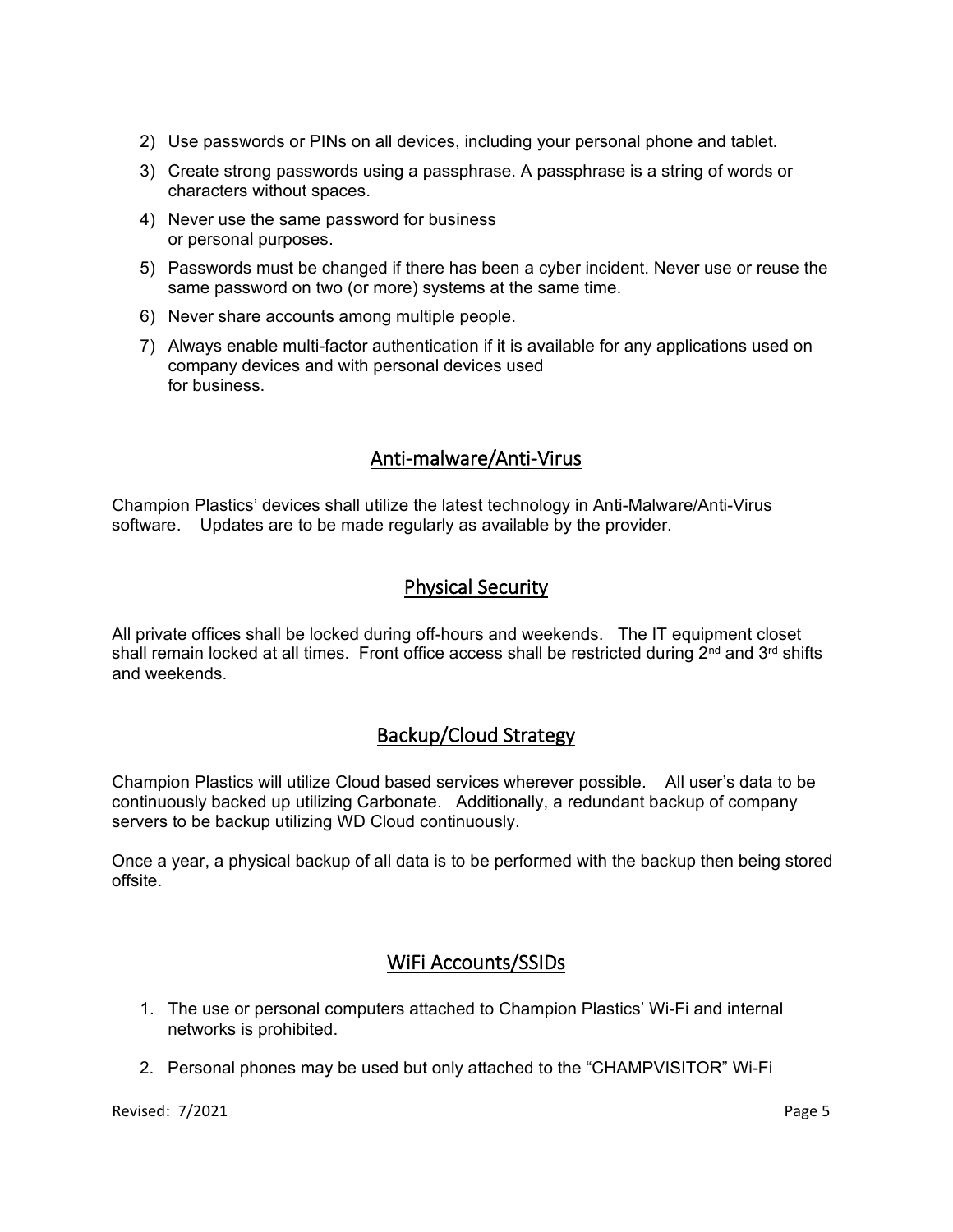2) Use passwords or PINs on all devices, including your personal phone and tablet.
3) Create strong passwords using a passphrase. A passphrase is a string of words or characters without spaces.
4) Never use the same password for business or personal purposes.
5) Passwords must be changed if there has been a cyber incident. Never use or reuse the same password on two (or more) systems at the same time.
6) Never share accounts among multiple people.
7) Always enable multi-factor authentication if it is available for any applications used on company devices and with personal devices used for business.

## Anti-malware/Anti-Virus

Champion Plastics' devices shall utilize the latest technology in Anti-Malware/Anti-Virus software. Updates are to be made regularly as available by the provider.

## Physical Security

All private offices shall be locked during off-hours and weekends. The IT equipment closet shall remain locked at all times. Front office access shall be restricted during 2nd and 3rd shifts and weekends.

## Backup/Cloud Strategy

Champion Plastics will utilize Cloud based services wherever possible. All user's data to be continuously backed up utilizing Carbonate. Additionally, a redundant backup of company servers to be backup utilizing WD Cloud continuously.

Once a year, a physical backup of all data is to be performed with the backup then being stored offsite.

## WiFi Accounts/SSIDs

1. The use or personal computers attached to Champion Plastics' Wi-Fi and internal networks is prohibited.
2. Personal phones may be used but only attached to the "CHAMPVISITOR" Wi-Fi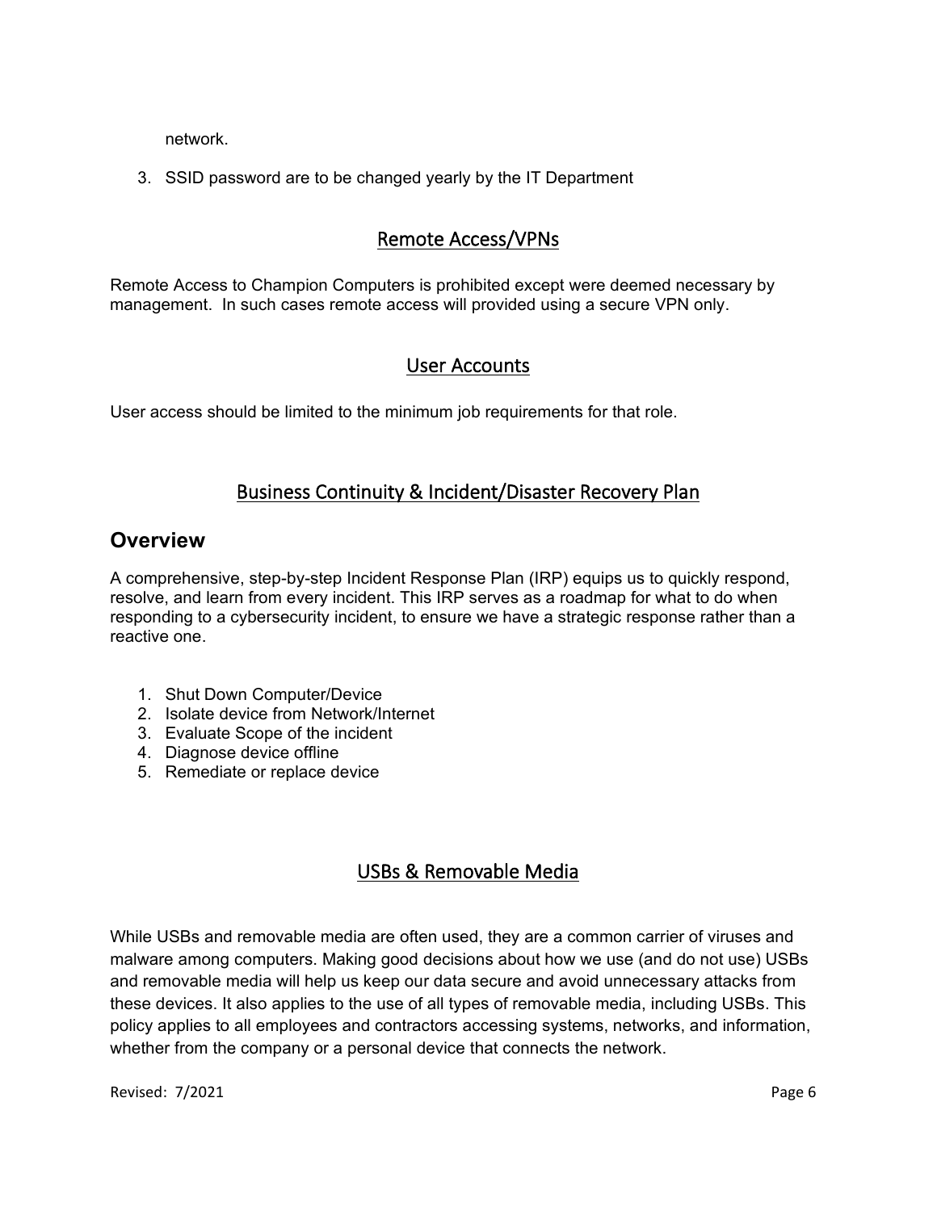network.

3. SSID password are to be changed yearly by the IT Department

## Remote Access/VPNs

Remote Access to Champion Computers is prohibited except were deemed necessary by management. In such cases remote access will provided using a secure VPN only.

## User Accounts

User access should be limited to the minimum job requirements for that role.

## Business Continuity & Incident/Disaster Recovery Plan

### Overview

A comprehensive, step-by-step Incident Response Plan (IRP) equips us to quickly respond, resolve, and learn from every incident. This IRP serves as a roadmap for what to do when responding to a cybersecurity incident, to ensure we have a strategic response rather than a reactive one.

1. Shut Down Computer/Device
2. Isolate device from Network/Internet
3. Evaluate Scope of the incident
4. Diagnose device offline
5. Remediate or replace device

## USBs & Removable Media

While USBs and removable media are often used, they are a common carrier of viruses and malware among computers. Making good decisions about how we use (and do not use) USBs and removable media will help us keep our data secure and avoid unnecessary attacks from these devices. It also applies to the use of all types of removable media, including USBs. This policy applies to all employees and contractors accessing systems, networks, and information, whether from the company or a personal device that connects the network.

Revised: 7/2021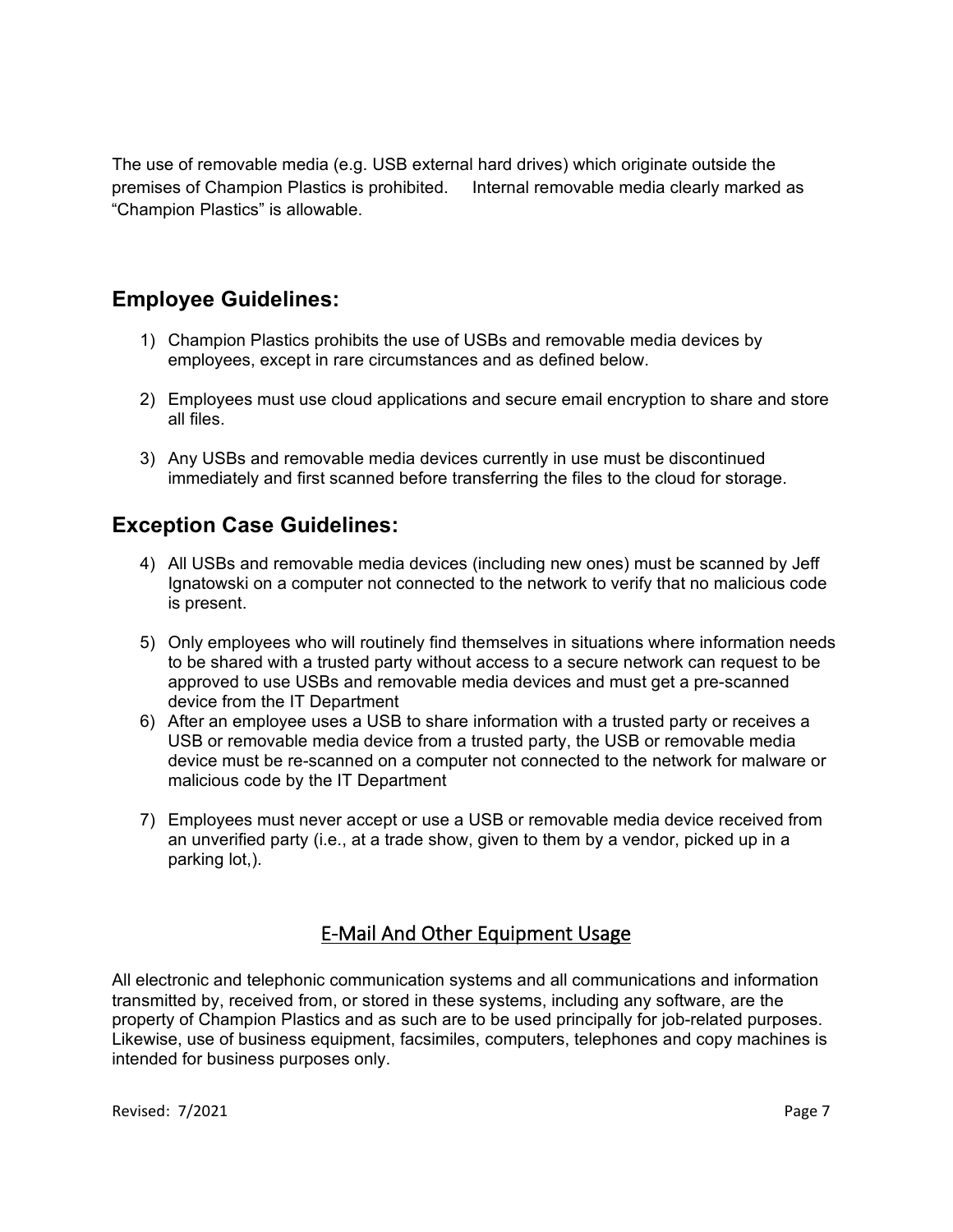The use of removable media (e.g. USB external hard drives) which originate outside the premises of Champion Plastics is prohibited. Internal removable media clearly marked as "Champion Plastics" is allowable.

## Employee Guidelines:

1) Champion Plastics prohibits the use of USBs and removable media devices by employees, except in rare circumstances and as defined below.

2) Employees must use cloud applications and secure email encryption to share and store all files.

3) Any USBs and removable media devices currently in use must be discontinued immediately and first scanned before transferring the files to the cloud for storage.

## Exception Case Guidelines:

4) All USBs and removable media devices (including new ones) must be scanned by Jeff Ignatowski on a computer not connected to the network to verify that no malicious code is present.

5) Only employees who will routinely find themselves in situations where information needs to be shared with a trusted party without access to a secure network can request to be approved to use USBs and removable media devices and must get a pre-scanned device from the IT Department

6) After an employee uses a USB to share information with a trusted party or receives a USB or removable media device from a trusted party, the USB or removable media device must be re-scanned on a computer not connected to the network for malware or malicious code by the IT Department

7) Employees must never accept or use a USB or removable media device received from an unverified party (i.e., at a trade show, given to them by a vendor, picked up in a parking lot,).

## E-Mail And Other Equipment Usage

All electronic and telephonic communication systems and all communications and information transmitted by, received from, or stored in these systems, including any software, are the property of Champion Plastics and as such are to be used principally for job-related purposes. Likewise, use of business equipment, facsimiles, computers, telephones and copy machines is intended for business purposes only.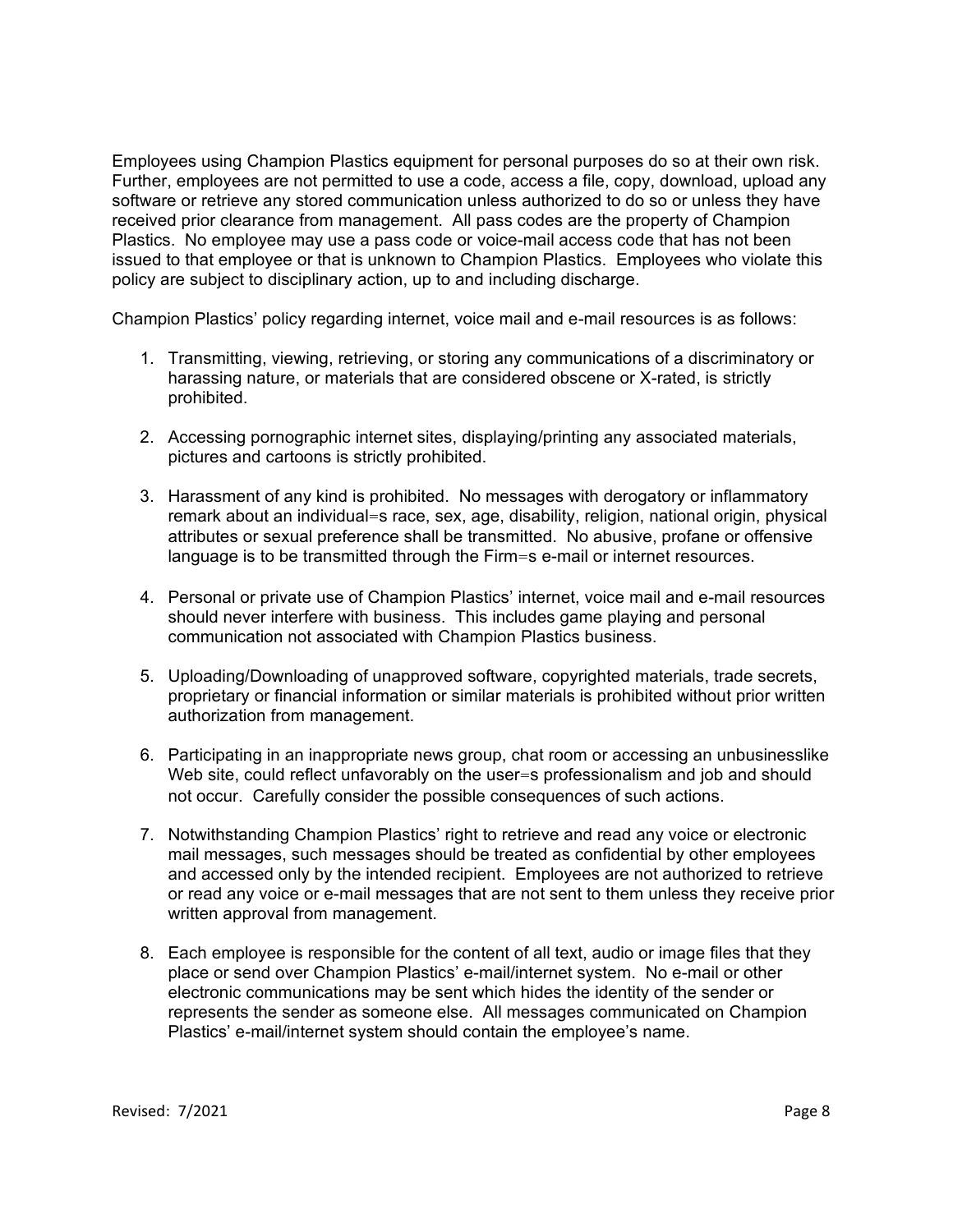Employees using Champion Plastics equipment for personal purposes do so at their own risk. Further, employees are not permitted to use a code, access a file, copy, download, upload any software or retrieve any stored communication unless authorized to do so or unless they have received prior clearance from management. All pass codes are the property of Champion Plastics. No employee may use a pass code or voice-mail access code that has not been issued to that employee or that is unknown to Champion Plastics. Employees who violate this policy are subject to disciplinary action, up to and including discharge.

Champion Plastics' policy regarding internet, voice mail and e-mail resources is as follows:

1. Transmitting, viewing, retrieving, or storing any communications of a discriminatory or harassing nature, or materials that are considered obscene or X-rated, is strictly prohibited.

2. Accessing pornographic internet sites, displaying/printing any associated materials, pictures and cartoons is strictly prohibited.

3. Harassment of any kind is prohibited. No messages with derogatory or inflammatory remark about an individual=s race, sex, age, disability, religion, national origin, physical attributes or sexual preference shall be transmitted. No abusive, profane or offensive language is to be transmitted through the Firm=s e-mail or internet resources.

4. Personal or private use of Champion Plastics' internet, voice mail and e-mail resources should never interfere with business. This includes game playing and personal communication not associated with Champion Plastics business.

5. Uploading/Downloading of unapproved software, copyrighted materials, trade secrets, proprietary or financial information or similar materials is prohibited without prior written authorization from management.

6. Participating in an inappropriate news group, chat room or accessing an unbusinesslike Web site, could reflect unfavorably on the user=s professionalism and job and should not occur. Carefully consider the possible consequences of such actions.

7. Notwithstanding Champion Plastics' right to retrieve and read any voice or electronic mail messages, such messages should be treated as confidential by other employees and accessed only by the intended recipient. Employees are not authorized to retrieve or read any voice or e-mail messages that are not sent to them unless they receive prior written approval from management.

8. Each employee is responsible for the content of all text, audio or image files that they place or send over Champion Plastics' e-mail/internet system. No e-mail or other electronic communications may be sent which hides the identity of the sender or represents the sender as someone else. All messages communicated on Champion Plastics' e-mail/internet system should contain the employee's name.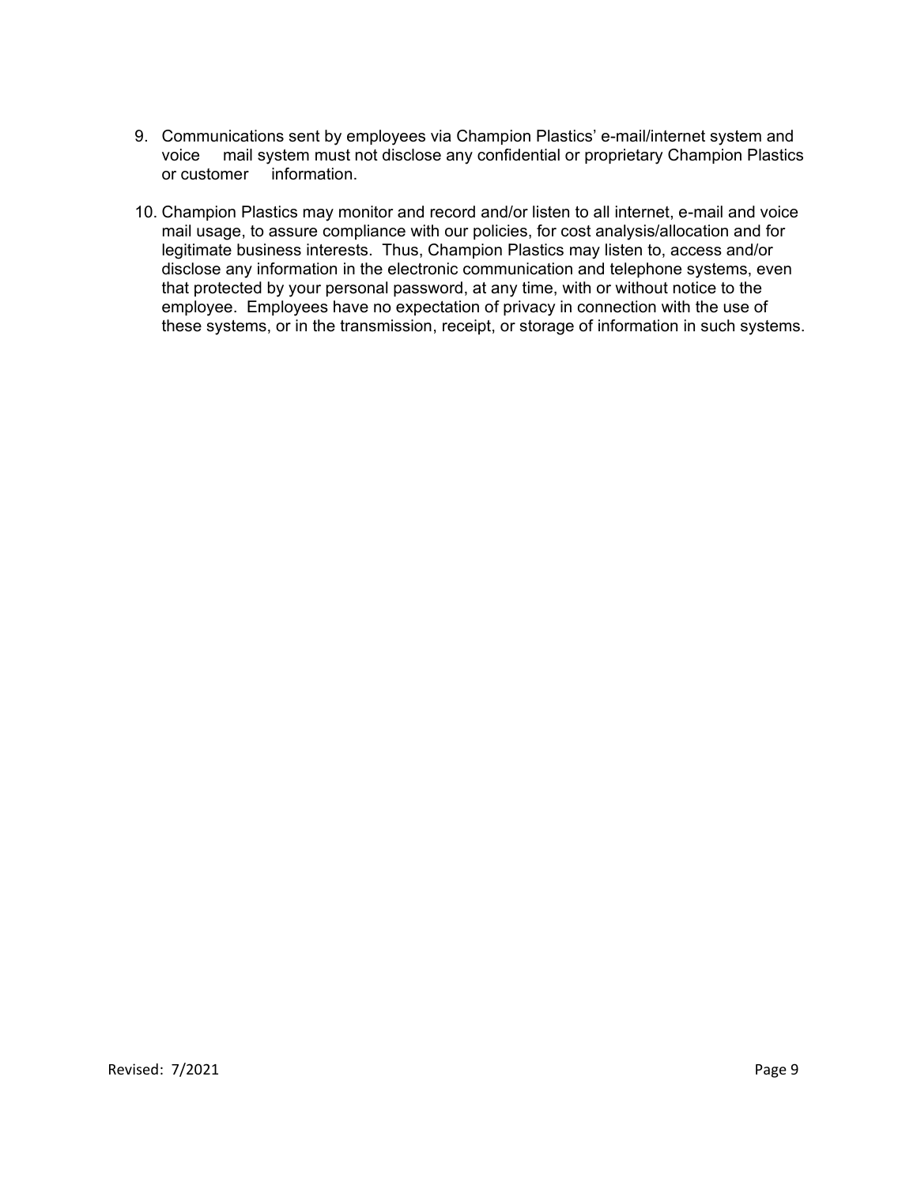9. Communications sent by employees via Champion Plastics' e-mail/internet system and voice mail system must not disclose any confidential or proprietary Champion Plastics or customer information.

10. Champion Plastics may monitor and record and/or listen to all internet, e-mail and voice mail usage, to assure compliance with our policies, for cost analysis/allocation and for legitimate business interests. Thus, Champion Plastics may listen to, access and/or disclose any information in the electronic communication and telephone systems, even that protected by your personal password, at any time, with or without notice to the employee. Employees have no expectation of privacy in connection with the use of these systems, or in the transmission, receipt, or storage of information in such systems.